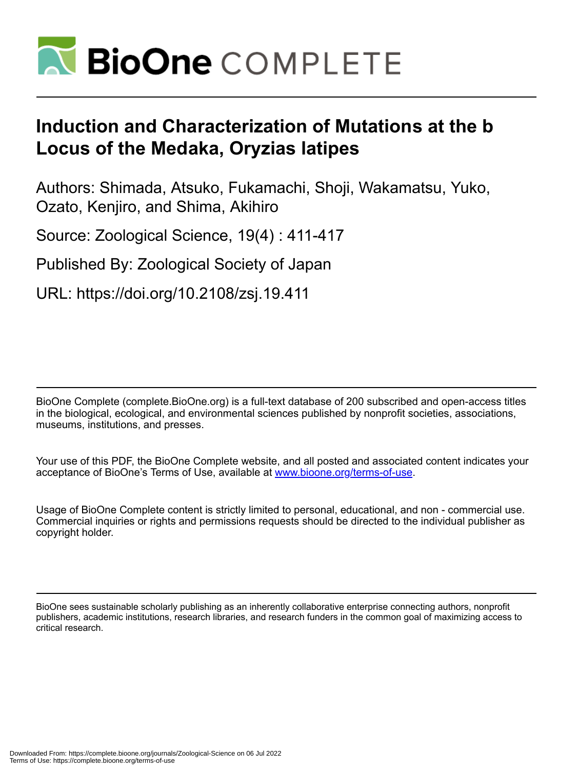# Induction and Characterization of Mutations at the b Locus of the Medaka, Oryzias latipes

Authors: Shimada, Atsuko, Fukamachi, Shoji, Wakamatsu, Yuko, Ozato, Kenjiro, and Shima, Akihiro

Source: Zoological Science, 19(4) : 411-417

Published By: Zoological Society of Japan

URL: https://doi.org/10.2108/zsj.19.411

BioOne Complete (complete.BioOne.org) is a full-text database of 200 subscribed and open-access titles in the biological, ecological, and environmental sciences published by nonprofit societies, associations, museums, institutions, and presses.

Your use of this PDF, the BioOne Complete website, and all posted and associated content indicates your acceptance of BioOne's Terms of Use, available at www.bioone.org/terms-of-use.

Usage of BioOne Complete content is strictly limited to personal, educational, and non - commercial use. Commercial inquiries or rights and permissions requests should be directed to the individual publisher as copyright holder.

BioOne sees sustainable scholarly publishing as an inherently collaborative enterprise connecting authors, nonprofit publishers, academic institutions, research libraries, and research funders in the common goal of maximizing access to critical research.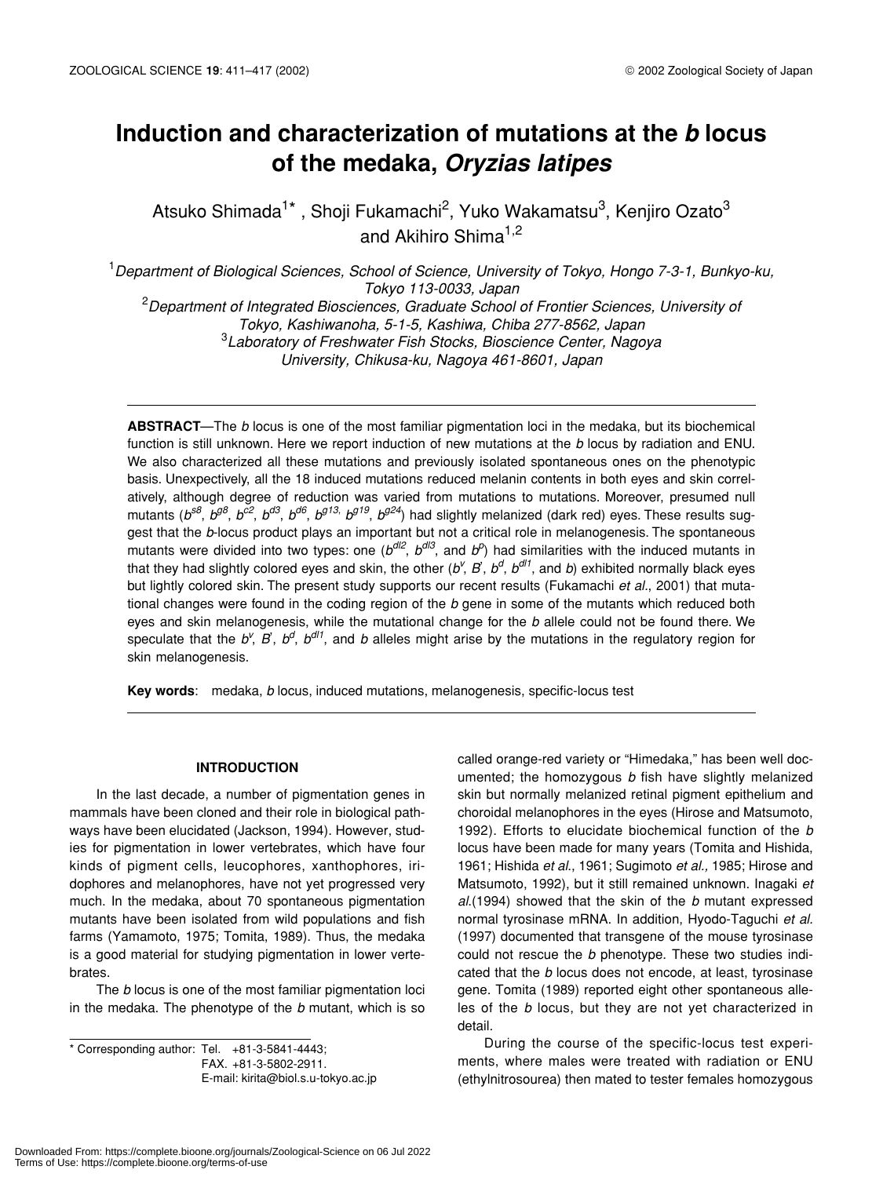# Induction and characterization of mutations at the *b* locus of the medaka, *Oryzias latipes*

Atsuko Shimada[1*], Shoji Fukamachi[2], Yuko Wakamatsu[3], Kenjiro Ozato[3] and Akihiro Shima[1,2]

[1]*Department of Biological Sciences, School of Science, University of Tokyo, Hongo 7-3-1, Bunkyo-ku, Tokyo 113-0033, Japan*
[2]*Department of Integrated Biosciences, Graduate School of Frontier Sciences, University of Tokyo, Kashiwanoha, 5-1-5, Kashiwa, Chiba 277-8562, Japan*
[3]*Laboratory of Freshwater Fish Stocks, Bioscience Center, Nagoya University, Chikusa-ku, Nagoya 461-8601, Japan*

**ABSTRACT**—The *b* locus is one of the most familiar pigmentation loci in the medaka, but its biochemical function is still unknown. Here we report induction of new mutations at the *b* locus by radiation and ENU. We also characterized all these mutations and previously isolated spontaneous ones on the phenotypic basis. Unexpectively, all the 18 induced mutations reduced melanin contents in both eyes and skin correlatively, although degree of reduction was varied from mutations to mutations. Moreover, presumed null mutants ($b^{s8}$, $b^{g8}$, $b^{c2}$, $b^{d3}$, $b^{d6}$, $b^{g13,}$ $b^{g19}$, $b^{g24}$) had slightly melanized (dark red) eyes. These results suggest that the *b*-locus product plays an important but not a critical role in melanogenesis. The spontaneous mutants were divided into two types: one ($b^{dl2}$, $b^{dl3}$, and $b^{p}$) had similarities with the induced mutants in that they had slightly colored eyes and skin, the other ($b^{v}$, $B'$, $b^{d}$, $b^{dl1}$, and *b*) exhibited normally black eyes but lightly colored skin. The present study supports our recent results (Fukamachi *et al.*, 2001) that mutational changes were found in the coding region of the *b* gene in some of the mutants which reduced both eyes and skin melanogenesis, while the mutational change for the *b* allele could not be found there. We speculate that the $b^{v}$, $B'$, $b^{d}$, $b^{dl1}$, and *b* alleles might arise by the mutations in the regulatory region for skin melanogenesis.

**Key words**: medaka, *b* locus, induced mutations, melanogenesis, specific-locus test

## INTRODUCTION

In the last decade, a number of pigmentation genes in mammals have been cloned and their role in biological pathways have been elucidated (Jackson, 1994). However, studies for pigmentation in lower vertebrates, which have four kinds of pigment cells, leucophores, xanthophores, iridophores and melanophores, have not yet progressed very much. In the medaka, about 70 spontaneous pigmentation mutants have been isolated from wild populations and fish farms (Yamamoto, 1975; Tomita, 1989). Thus, the medaka is a good material for studying pigmentation in lower vertebrates.

The *b* locus is one of the most familiar pigmentation loci in the medaka. The phenotype of the *b* mutant, which is so called orange-red variety or "Himedaka," has been well documented; the homozygous *b* fish have slightly melanized skin but normally melanized retinal pigment epithelium and choroidal melanophores in the eyes (Hirose and Matsumoto, 1992). Efforts to elucidate biochemical function of the *b* locus have been made for many years (Tomita and Hishida, 1961; Hishida *et al.*, 1961; Sugimoto *et al.,* 1985; Hirose and Matsumoto, 1992), but it still remained unknown. Inagaki *et al.*(1994) showed that the skin of the *b* mutant expressed normal tyrosinase mRNA. In addition, Hyodo-Taguchi *et al.* (1997) documented that transgene of the mouse tyrosinase could not rescue the *b* phenotype. These two studies indicated that the *b* locus does not encode, at least, tyrosinase gene. Tomita (1989) reported eight other spontaneous alleles of the *b* locus, but they are not yet characterized in detail.

During the course of the specific-locus test experiments, where males were treated with radiation or ENU (ethylnitrosourea) then mated to tester females homozygous

\* Corresponding author: Tel. +81-3-5841-4443;
FAX. +81-3-5802-2911.
E-mail: kirita@biol.s.u-tokyo.ac.jp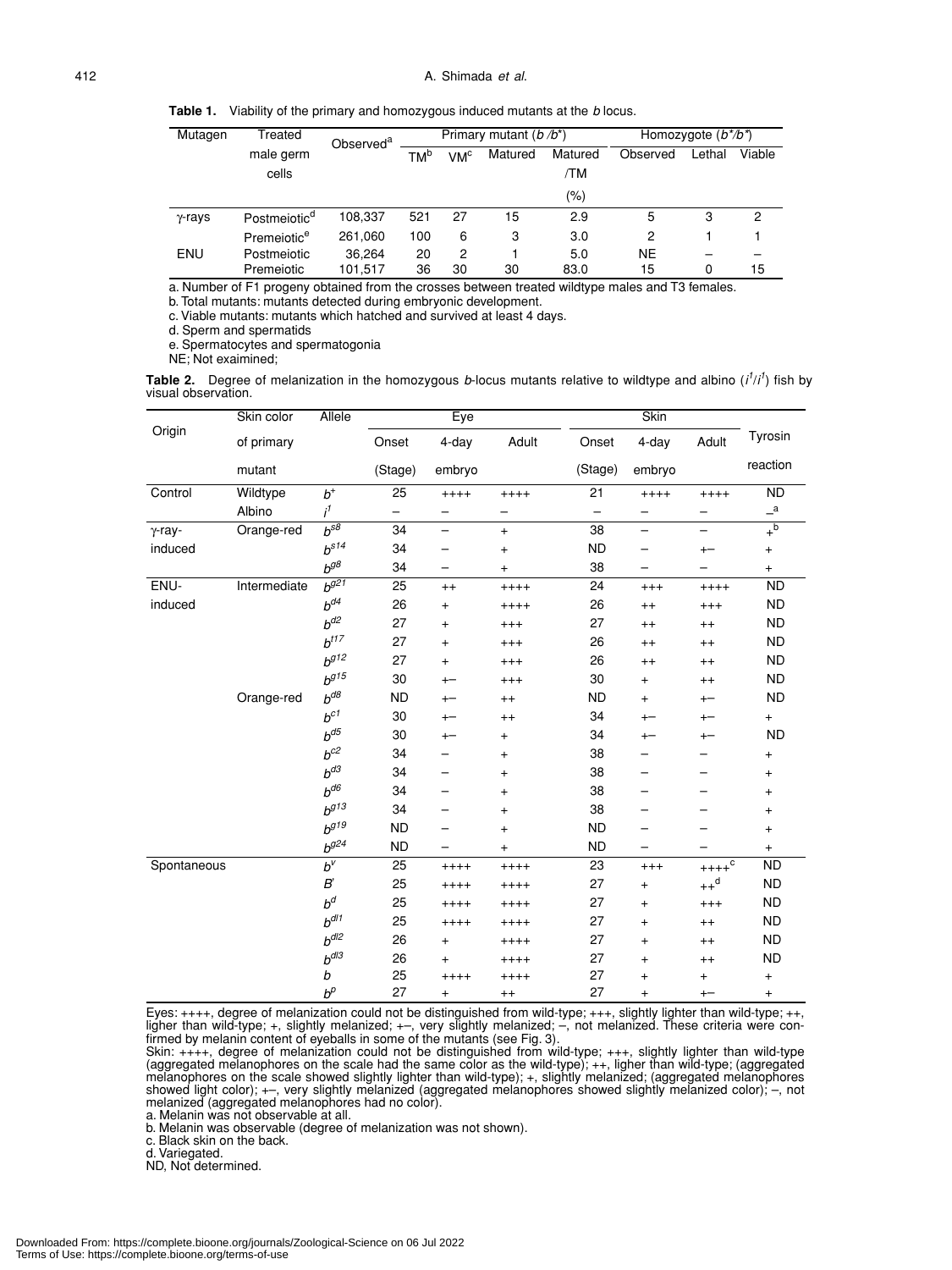**Table 1.** Viability of the primary and homozygous induced mutants at the *b* locus.

| Mutagen | Treated male germ cells | Observed[a] | Primary mutant ($b^{*}/b^{*}$) | | | | Homozygote ($b^{*}/b^{*}$) | | |
|---|---|---|---|---|---|---|---|---|---|
| | | | TM[b] | VM[c] | Matured | Matured /TM (%) | Observed | Lethal | Viable |
| γ-rays | Postmeiotic[d] | 108,337 | 521 | 27 | 15 | 2.9 | 5 | 3 | 2 |
| | Premeiotic[e] | 261,060 | 100 | 6 | 3 | 3.0 | 2 | 1 | 1 |
| ENU | Postmeiotic | 36,264 | 20 | 2 | 1 | 5.0 | NE | – | – |
| | Premeiotic | 101,517 | 36 | 30 | 30 | 83.0 | 15 | 0 | 15 |

a. Number of F1 progeny obtained from the crosses between treated wildtype males and T3 females.
b. Total mutants: mutants detected during embryonic development.
c. Viable mutants: mutants which hatched and survived at least 4 days.
d. Sperm and spermatids
e. Spermatocytes and spermatogonia
NE; Not exaimined;

**Table 2.** Degree of melanization in the homozygous *b*-locus mutants relative to wildtype and albino ($i^{1}/i^{1}$) fish by visual observation.

| Origin | Skin color of primary mutant | Allele | Eye | | | Skin | | | Tyrosin reaction |
|---|---|---|---|---|---|---|---|---|---|
| | | | Onset (Stage) | 4-day embryo | Adult | Onset (Stage) | 4-day embryo | Adult | |
| Control | Wildtype | $b^{+}$ | 25 | ++++ | ++++ | 21 | ++++ | ++++ | ND |
| | Albino | $i^{1}$ | – | – | – | – | – | – | –[a] |
| γ-ray-induced | Orange-red | $b^{s8}$ | 34 | – | + | 38 | – | – | +[b] |
| | | $b^{s14}$ | 34 | – | + | ND | – | +– | + |
| | | $b^{g8}$ | 34 | – | + | 38 | – | – | + |
| ENU-induced | Intermediate | $b^{g21}$ | 25 | ++ | ++++ | 24 | +++ | ++++ | ND |
| | | $b^{d4}$ | 26 | + | ++++ | 26 | ++ | +++ | ND |
| | | $b^{d2}$ | 27 | + | +++ | 27 | ++ | ++ | ND |
| | | $b^{t17}$ | 27 | + | +++ | 26 | ++ | ++ | ND |
| | | $b^{g12}$ | 27 | + | +++ | 26 | ++ | ++ | ND |
| | | $b^{g15}$ | 30 | +– | +++ | 30 | + | ++ | ND |
| | Orange-red | $b^{d8}$ | ND | +– | ++ | ND | + | +– | ND |
| | | $b^{c1}$ | 30 | +– | ++ | 34 | +– | +– | + |
| | | $b^{d5}$ | 30 | +– | + | 34 | +– | +– | ND |
| | | $b^{c2}$ | 34 | – | + | 38 | – | – | + |
| | | $b^{d3}$ | 34 | – | + | 38 | – | – | + |
| | | $b^{d6}$ | 34 | – | + | 38 | – | – | + |
| | | $b^{g13}$ | 34 | – | + | 38 | – | – | + |
| | | $b^{g19}$ | ND | – | + | ND | – | – | + |
| | | $b^{g24}$ | ND | – | + | ND | – | – | + |
| Spontaneous | | $b^{v}$ | 25 | ++++ | ++++ | 23 | +++ | ++++[c] | ND |
| | | $B'$ | 25 | ++++ | ++++ | 27 | + | ++[d] | ND |
| | | $b^{d}$ | 25 | ++++ | ++++ | 27 | + | +++ | ND |
| | | $b^{dl1}$ | 25 | ++++ | ++++ | 27 | + | ++ | ND |
| | | $b^{dl2}$ | 26 | + | ++++ | 27 | + | ++ | ND |
| | | $b^{dl3}$ | 26 | + | ++++ | 27 | + | ++ | ND |
| | | $b$ | 25 | ++++ | ++++ | 27 | + | + | + |
| | | $b^{p}$ | 27 | + | ++ | 27 | + | +– | + |

Eyes: ++++, degree of melanization could not be distinguished from wild-type; +++, slightly lighter than wild-type; ++, ligher than wild-type; +, slightly melanized; +–, very slightly melanized; –, not melanized. These criteria were confirmed by melanin content of eyeballs in some of the mutants (see Fig. 3).
Skin: ++++, degree of melanization could not be distinguished from wild-type; +++, slightly lighter than wild-type (aggregated melanophores on the scale had the same color as the wild-type); ++, ligher than wild-type; (aggregated melanophores on the scale showed slightly lighter than wild-type); +, slightly melanized; (aggregated melanophores showed light color); +–, very slightly melanized (aggregated melanophores showed slightly melanized color); –, not melanized (aggregated melanophores had no color).
a. Melanin was not observable at all.
b. Melanin was observable (degree of melanization was not shown).
c. Black skin on the back.
d. Variegated.
ND, Not determined.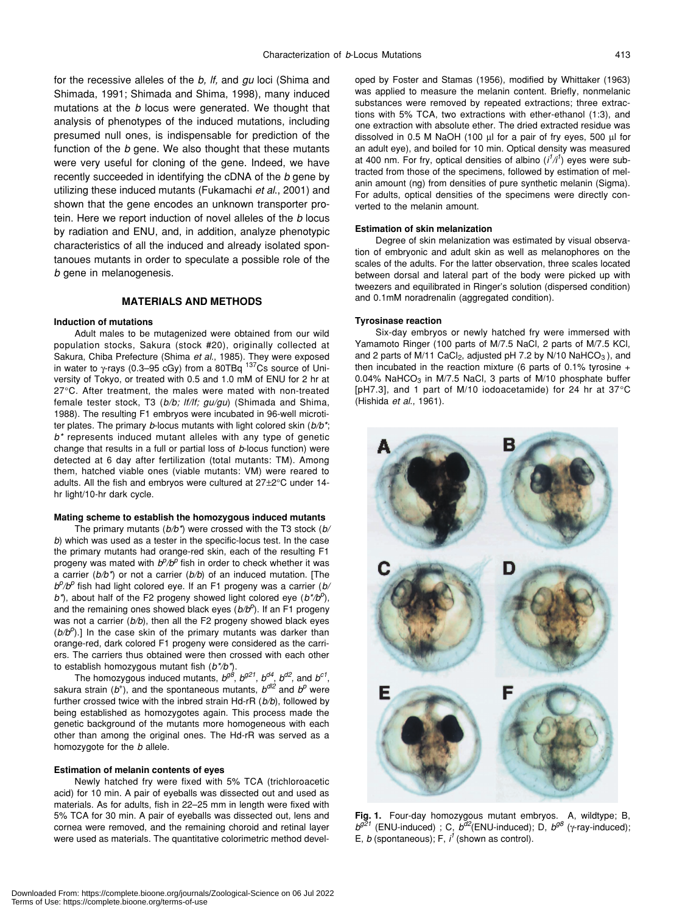for the recessive alleles of the *b, lf,* and *gu* loci (Shima and Shimada, 1991; Shimada and Shima, 1998), many induced mutations at the *b* locus were generated. We thought that analysis of phenotypes of the induced mutations, including presumed null ones, is indispensable for prediction of the function of the *b* gene. We also thought that these mutants were very useful for cloning of the gene. Indeed, we have recently succeeded in identifying the cDNA of the *b* gene by utilizing these induced mutants (Fukamachi *et al.*, 2001) and shown that the gene encodes an unknown transporter protein. Here we report induction of novel alleles of the *b* locus by radiation and ENU, and, in addition, analyze phenotypic characteristics of all the induced and already isolated spontanoues mutants in order to speculate a possible role of the *b* gene in melanogenesis.

## MATERIALS AND METHODS

### Induction of mutations

Adult males to be mutagenized were obtained from our wild population stocks, Sakura (stock #20), originally collected at Sakura, Chiba Prefecture (Shima *et al.*, 1985). They were exposed in water to γ-rays (0.3–95 cGy) from a 80TBq $^{137}$Cs source of University of Tokyo, or treated with 0.5 and 1.0 mM of ENU for 2 hr at 27°C. After treatment, the males were mated with non-treated female tester stock, T3 (*b/b; lf/lf; gu/gu*) (Shimada and Shima, 1988). The resulting F1 embryos were incubated in 96-well microtiter plates. The primary *b*-locus mutants with light colored skin (*b/b\**; *b\** represents induced mutant alleles with any type of genetic change that results in a full or partial loss of *b*-locus function) were detected at 6 day after fertilization (total mutants: TM). Among them, hatched viable ones (viable mutants: VM) were reared to adults. All the fish and embryos were cultured at 27±2°C under 14-hr light/10-hr dark cycle.

### Mating scheme to establish the homozygous induced mutants

The primary mutants (*b/b\**) were crossed with the T3 stock (*b/b*) which was used as a tester in the specific-locus test. In the case the primary mutants had orange-red skin, each of the resulting F1 progeny was mated with $b^p/b^p$ fish in order to check whether it was a carrier (*b/b\**) or not a carrier (*b/b*) of an induced mutation. [The $b^p/b^p$ fish had light colored eye. If an F1 progeny was a carrier (*b/b\**), about half of the F2 progeny showed light colored eye ($b^*/b^p$), and the remaining ones showed black eyes ($b/b^p$). If an F1 progeny was not a carrier (*b/b*), then all the F2 progeny showed black eyes ($b/b^p$).] In the case skin of the primary mutants was darker than orange-red, dark colored F1 progeny were considered as the carriers. The carriers thus obtained were then crossed with each other to establish homozygous mutant fish ($b^*/b^*$).

The homozygous induced mutants, $b^{g8}$, $b^{g21}$, $b^{d4}$, $b^{d2}$, and $b^{c1}$, sakura strain ($b^+$), and the spontaneous mutants, $b^{dl2}$ and $b^p$ were further crossed twice with the inbred strain Hd-rR (*b/b*), followed by being established as homozygotes again. This process made the genetic background of the mutants more homogeneous with each other than among the original ones. The Hd-rR was served as a homozygote for the *b* allele.

### Estimation of melanin contents of eyes

Newly hatched fry were fixed with 5% TCA (trichloroacetic acid) for 10 min. A pair of eyeballs was dissected out and used as materials. As for adults, fish in 22–25 mm in length were fixed with 5% TCA for 30 min. A pair of eyeballs was dissected out, lens and cornea were removed, and the remaining choroid and retinal layer were used as materials. The quantitative colorimetric method developed by Foster and Stamas (1956), modified by Whittaker (1963) was applied to measure the melanin content. Briefly, nonmelanic substances were removed by repeated extractions; three extractions with 5% TCA, two extractions with ether-ethanol (1:3), and one extraction with absolute ether. The dried extracted residue was dissolved in 0.5 M NaOH (100 µl for a pair of fry eyes, 500 µl for an adult eye), and boiled for 10 min. Optical density was measured at 400 nm. For fry, optical densities of albino ($i^1/i^1$) eyes were subtracted from those of the specimens, followed by estimation of melanin amount (ng) from densities of pure synthetic melanin (Sigma). For adults, optical densities of the specimens were directly converted to the melanin amount.

### Estimation of skin melanization

Degree of skin melanization was estimated by visual observation of embryonic and adult skin as well as melanophores on the scales of the adults. For the latter observation, three scales located between dorsal and lateral part of the body were picked up with tweezers and equilibrated in Ringer's solution (dispersed condition) and 0.1mM noradrenalin (aggregated condition).

### Tyrosinase reaction

Six-day embryos or newly hatched fry were immersed with Yamamoto Ringer (100 parts of M/7.5 NaCl, 2 parts of M/7.5 KCl, and 2 parts of M/11 $CaCl_2$, adjusted pH 7.2 by N/10 $NaHCO_3$), and then incubated in the reaction mixture (6 parts of 0.1% tyrosine + 0.04% $NaHCO_3$ in M/7.5 NaCl, 3 parts of M/10 phosphate buffer [pH7.3], and 1 part of M/10 iodoacetamide) for 24 hr at 37°C (Hishida *et al.*, 1961).

**Fig. 1.** Four-day homozygous mutant embryos. A, wildtype; B, $b^{g21}$ (ENU-induced) ; C, $b^{d2}$(ENU-induced); D, $b^{g8}$ (γ-ray-induced); E, *b* (spontaneous); F, $i^1$ (shown as control).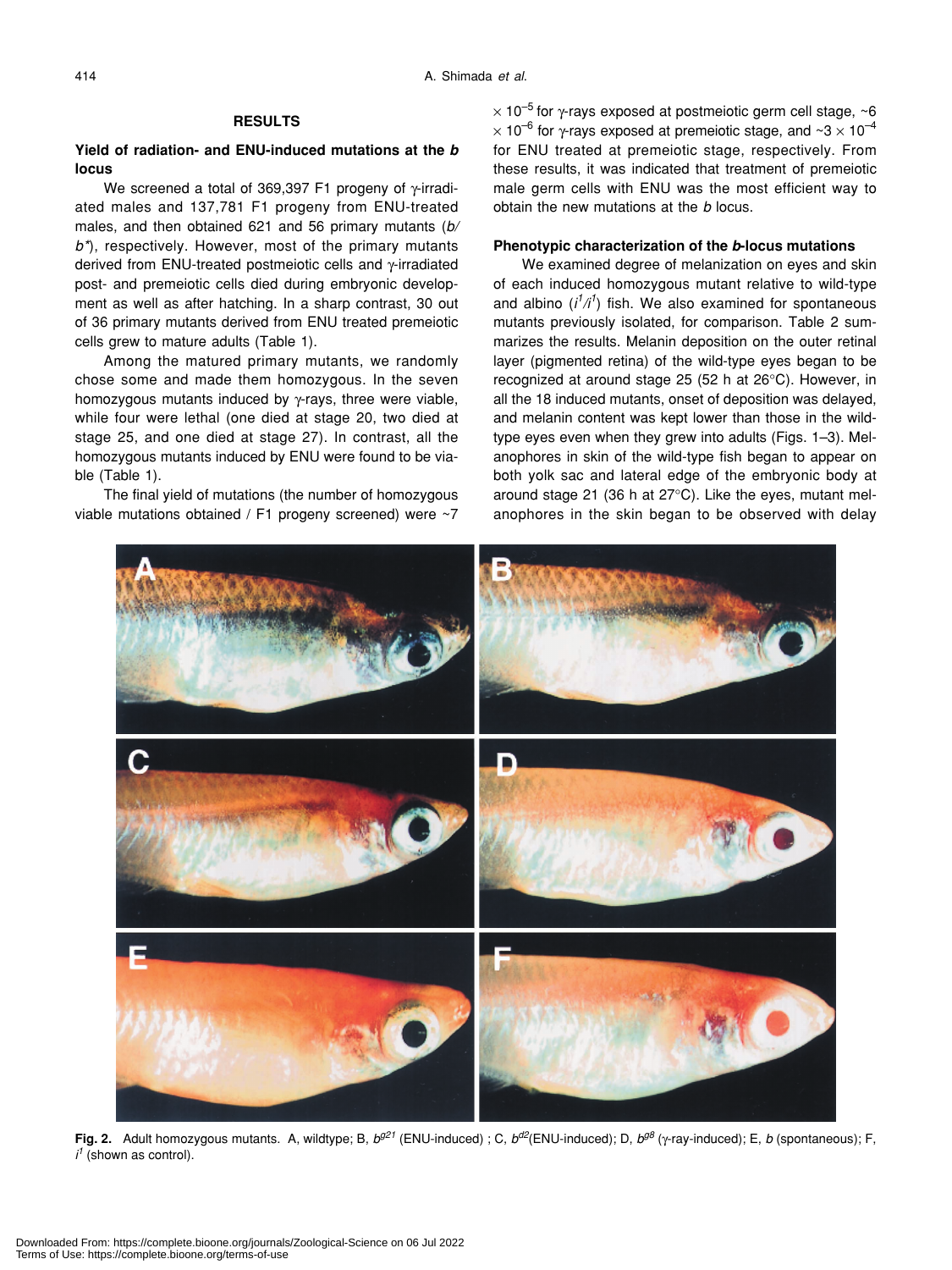## RESULTS

### Yield of radiation- and ENU-induced mutations at the *b* locus

We screened a total of 369,397 F1 progeny of γ-irradiated males and 137,781 F1 progeny from ENU-treated males, and then obtained 621 and 56 primary mutants ($b/b^*$), respectively. However, most of the primary mutants derived from ENU-treated postmeiotic cells and γ-irradiated post- and premeiotic cells died during embryonic development as well as after hatching. In a sharp contrast, 30 out of 36 primary mutants derived from ENU treated premeiotic cells grew to mature adults (Table 1).

Among the matured primary mutants, we randomly chose some and made them homozygous. In the seven homozygous mutants induced by γ-rays, three were viable, while four were lethal (one died at stage 20, two died at stage 25, and one died at stage 27). In contrast, all the homozygous mutants induced by ENU were found to be viable (Table 1).

The final yield of mutations (the number of homozygous viable mutations obtained / F1 progeny screened) were ~7 $\times 10^{-5}$ for γ-rays exposed at postmeiotic germ cell stage, ~6 $\times 10^{-6}$ for γ-rays exposed at premeiotic stage, and ~3 $\times 10^{-4}$ for ENU treated at premeiotic stage, respectively. From these results, it was indicated that treatment of premeiotic male germ cells with ENU was the most efficient way to obtain the new mutations at the *b* locus.

### Phenotypic characterization of the *b*-locus mutations

We examined degree of melanization on eyes and skin of each induced homozygous mutant relative to wild-type and albino ($i^1/i^1$) fish. We also examined for spontaneous mutants previously isolated, for comparison. Table 2 summarizes the results. Melanin deposition on the outer retinal layer (pigmented retina) of the wild-type eyes began to be recognized at around stage 25 (52 h at 26°C). However, in all the 18 induced mutants, onset of deposition was delayed, and melanin content was kept lower than those in the wild-type eyes even when they grew into adults (Figs. 1–3). Melanophores in skin of the wild-type fish began to appear on both yolk sac and lateral edge of the embryonic body at around stage 21 (36 h at 27°C). Like the eyes, mutant melanophores in the skin began to be observed with delay

**Fig. 2.** Adult homozygous mutants. A, wildtype; B, $b^{g21}$ (ENU-induced) ; C, $b^{d2}$(ENU-induced); D, $b^{g8}$ (γ-ray-induced); E, *b* (spontaneous); F, $i^1$ (shown as control).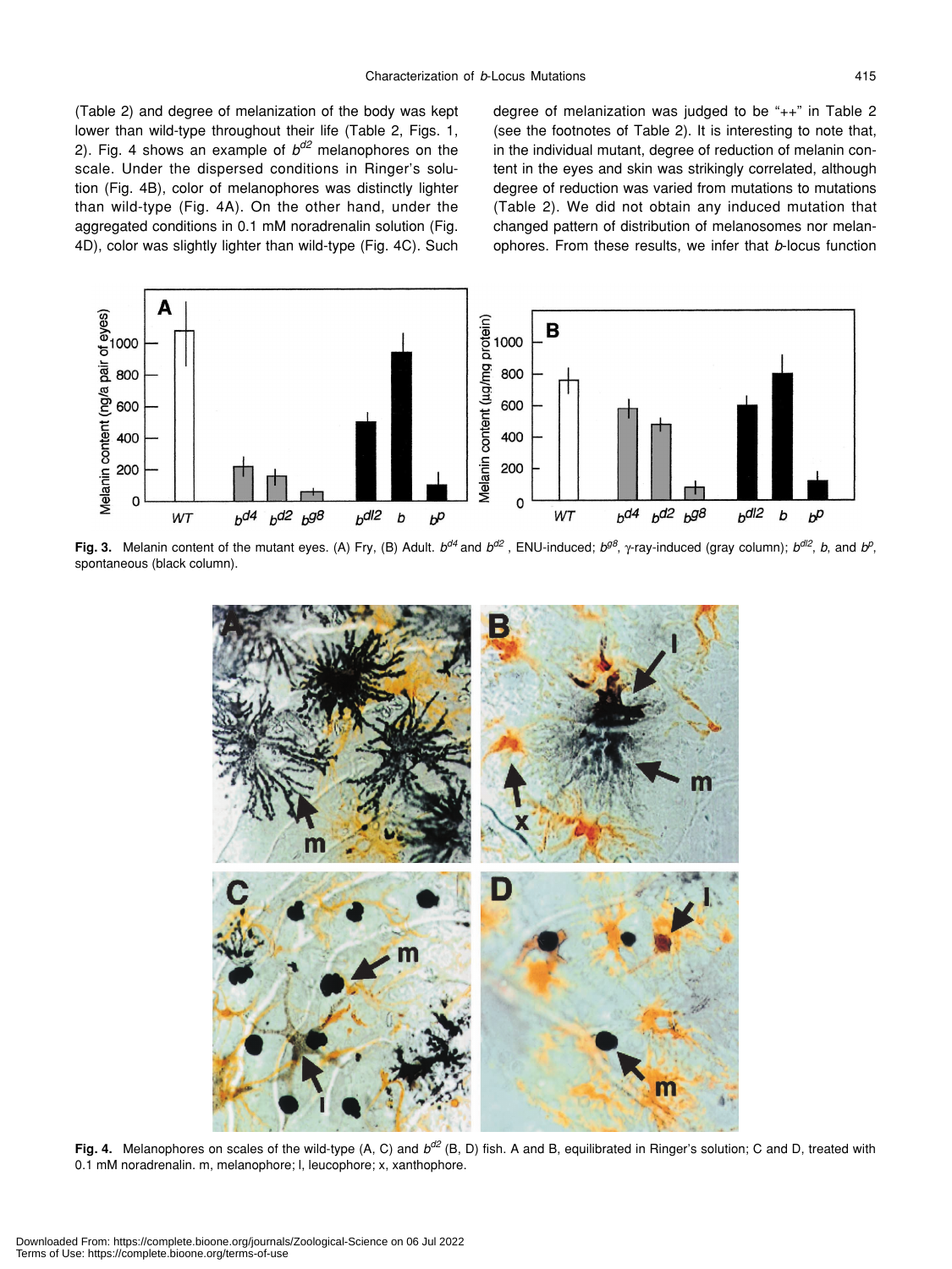(Table 2) and degree of melanization of the body was kept lower than wild-type throughout their life (Table 2, Figs. 1, 2). Fig. 4 shows an example of $b^{d2}$ melanophores on the scale. Under the dispersed conditions in Ringer's solution (Fig. 4B), color of melanophores was distinctly lighter than wild-type (Fig. 4A). On the other hand, under the aggregated conditions in 0.1 mM noradrenalin solution (Fig. 4D), color was slightly lighter than wild-type (Fig. 4C). Such degree of melanization was judged to be "++" in Table 2 (see the footnotes of Table 2). It is interesting to note that, in the individual mutant, degree of reduction of melanin content in the eyes and skin was strikingly correlated, although degree of reduction was varied from mutations to mutations (Table 2). We did not obtain any induced mutation that changed pattern of distribution of melanosomes nor melanophores. From these results, we infer that *b*-locus function

**Fig. 3.** Melanin content of the mutant eyes. (A) Fry, (B) Adult. $b^{d4}$ and $b^{d2}$, ENU-induced; $b^{g8}$, γ-ray-induced (gray column); $b^{dl2}$, *b*, and $b^{p}$, spontaneous (black column).

**Fig. 4.** Melanophores on scales of the wild-type (A, C) and $b^{d2}$ (B, D) fish. A and B, equilibrated in Ringer's solution; C and D, treated with 0.1 mM noradrenalin. m, melanophore; l, leucophore; x, xanthophore.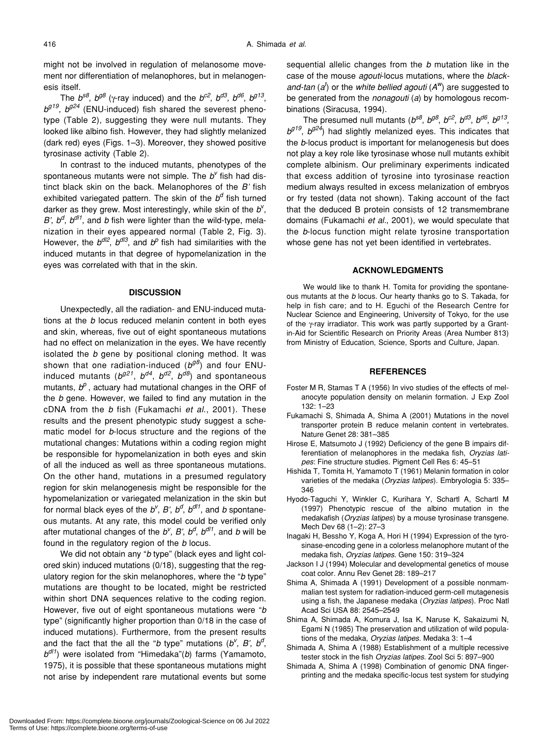might not be involved in regulation of melanosome movement nor differentiation of melanophores, but in melanogenesis itself.

The $b^{s8}$, $b^{g8}$ (γ-ray induced) and the $b^{c2}$, $b^{d3}$, $b^{d6}$, $b^{g13}$, $b^{g19}$, $b^{g24}$ (ENU-induced) fish shared the severest phenotype (Table 2), suggesting they were null mutants. They looked like albino fish. However, they had slightly melanized (dark red) eyes (Figs. 1–3). Moreover, they showed positive tyrosinase activity (Table 2).

In contrast to the induced mutants, phenotypes of the spontaneous mutants were not simple. The $b^{v}$ fish had distinct black skin on the back. Melanophores of the *B'* fish exhibited variegated pattern. The skin of the $b^{d}$ fish turned darker as they grew. Most interestingly, while skin of the $b^{v}$, *B'*, $b^{d}$, $b^{dl1}$, and *b* fish were lighter than the wild-type, melanization in their eyes appeared normal (Table 2, Fig. 3). However, the $b^{dl2}$, $b^{dl3}$, and $b^{p}$ fish had similarities with the induced mutants in that degree of hypomelanization in the eyes was correlated with that in the skin.

## DISCUSSION

Unexpectedly, all the radiation- and ENU-induced mutations at the *b* locus reduced melanin content in both eyes and skin, whereas, five out of eight spontaneous mutations had no effect on melanization in the eyes. We have recently isolated the *b* gene by positional cloning method. It was shown that one radiation-induced ($b^{g8}$) and four ENU-induced mutants ($b^{g21}$, $b^{d4}$, $b^{d2}$, $b^{d8}$) and spontaneous mutants, $b^{p}$, actuary had mutational changes in the ORF of the *b* gene. However, we failed to find any mutation in the cDNA from the *b* fish (Fukamachi *et al*., 2001). These results and the present phenotypic study suggest a schematic model for *b*-locus structure and the regions of the mutational changes: Mutations within a coding region might be responsible for hypomelanization in both eyes and skin of all the induced as well as three spontaneous mutations. On the other hand, mutations in a presumed regulatory region for skin melanogenesis might be responsible for the hypomelanization or variegated melanization in the skin but for normal black eyes of the $b^{v}$, *B'*, $b^{d}$, $b^{dl1}$, and *b* spontaneous mutants. At any rate, this model could be verified only after mutational changes of the $b^{v}$, *B'*, $b^{d}$, $b^{dl1}$, and *b* will be found in the regulatory region of the *b* locus.

We did not obtain any "*b* type" (black eyes and light colored skin) induced mutations (0/18), suggesting that the regulatory region for the skin melanophores, where the "*b* type" mutations are thought to be located, might be restricted within short DNA sequences relative to the coding region. However, five out of eight spontaneous mutations were "*b* type" (significantly higher proportion than 0/18 in the case of induced mutations). Furthermore, from the present results and the fact that the all the "*b* type" mutations ($b^{v}$, *B'*, $b^{d}$, $b^{dl1}$) were isolated from "Himedaka"(*b*) farms (Yamamoto, 1975), it is possible that these spontaneous mutations might not arise by independent rare mutational events but some sequential allelic changes from the *b* mutation like in the case of the mouse *agouti*-locus mutations, where the *black-and-tan* ($a^{t}$) or the *white bellied agouti* ($A^{w}$) are suggested to be generated from the *nonagouti* (*a*) by homologous recombinations (Siracusa, 1994).

The presumed null mutants ($b^{s8}$, $b^{g8}$, $b^{c2}$, $b^{d3}$, $b^{d6}$, $b^{g13}$, $b^{g19}$, $b^{g24}$) had slightly melanized eyes. This indicates that the *b*-locus product is important for melanogenesis but does not play a key role like tyrosinase whose null mutants exhibit complete albinism. Our preliminary experiments indicated that excess addition of tyrosine into tyrosinase reaction medium always resulted in excess melanization of embryos or fry tested (data not shown). Taking account of the fact that the deduced B protein consists of 12 transmembrane domains (Fukamachi *et al*., 2001), we would speculate that the *b*-locus function might relate tyrosine transportation whose gene has not yet been identified in vertebrates.

## ACKNOWLEDGMENTS

We would like to thank H. Tomita for providing the spontaneous mutants at the *b* locus. Our hearty thanks go to S. Takada, for help in fish care; and to H. Eguchi of the Research Centre for Nuclear Science and Engineering, University of Tokyo, for the use of the γ-ray irradiator. This work was partly supported by a Grant-in-Aid for Scientific Research on Priority Areas (Area Number 813) from Ministry of Education, Science, Sports and Culture, Japan.

## REFERENCES

Foster M R, Stamas T A (1956) In vivo studies of the effects of melanocyte population density on melanin formation. J Exp Zool 132: 1–23

Fukamachi S, Shimada A, Shima A (2001) Mutations in the novel transporter protein B reduce melanin content in vertebrates. Nature Genet 28: 381–385

Hirose E, Matsumoto J (1992) Deficiency of the gene B impairs differentiation of melanophores in the medaka fish, *Oryzias latipes*: Fine structure studies. Pigment Cell Res 6: 45–51

Hishida T, Tomita H, Yamamoto T (1961) Melanin formation in color varieties of the medaka (*Oryzias latipes*). Embryologia 5: 335–346

Hyodo-Taguchi Y, Winkler C, Kurihara Y, Schartl A, Schartl M (1997) Phenotypic rescue of the albino mutation in the medakafish (*Oryzias latipes*) by a mouse tyrosinase transgene. Mech Dev 68 (1–2): 27–3

Inagaki H, Bessho Y, Koga A, Hori H (1994) Expression of the tyrosinase-encoding gene in a colorless melanophore mutant of the medaka fish, *Oryzias latipes*. Gene 150: 319–324

Jackson I J (1994) Molecular and developmental genetics of mouse coat color. Annu Rev Genet 28: 189–217

Shima A, Shimada A (1991) Development of a possible nonmammalian test system for radiation-induced germ-cell mutagenesis using a fish, the Japanese medaka (*Oryzias latipes*). Proc Natl Acad Sci USA 88: 2545–2549

Shima A, Shimada A, Komura J, Isa K, Naruse K, Sakaizumi N, Egami N (1985) The preservation and utilization of wild populations of the medaka, *Oryzias latipes*. Medaka 3: 1–4

Shimada A, Shima A (1988) Establishment of a multiple recessive tester stock in the fish *Oryzias latipes*. Zool Sci 5: 897–900

Shimada A, Shima A (1998) Combination of genomic DNA fingerprinting and the medaka specific-locus test system for studying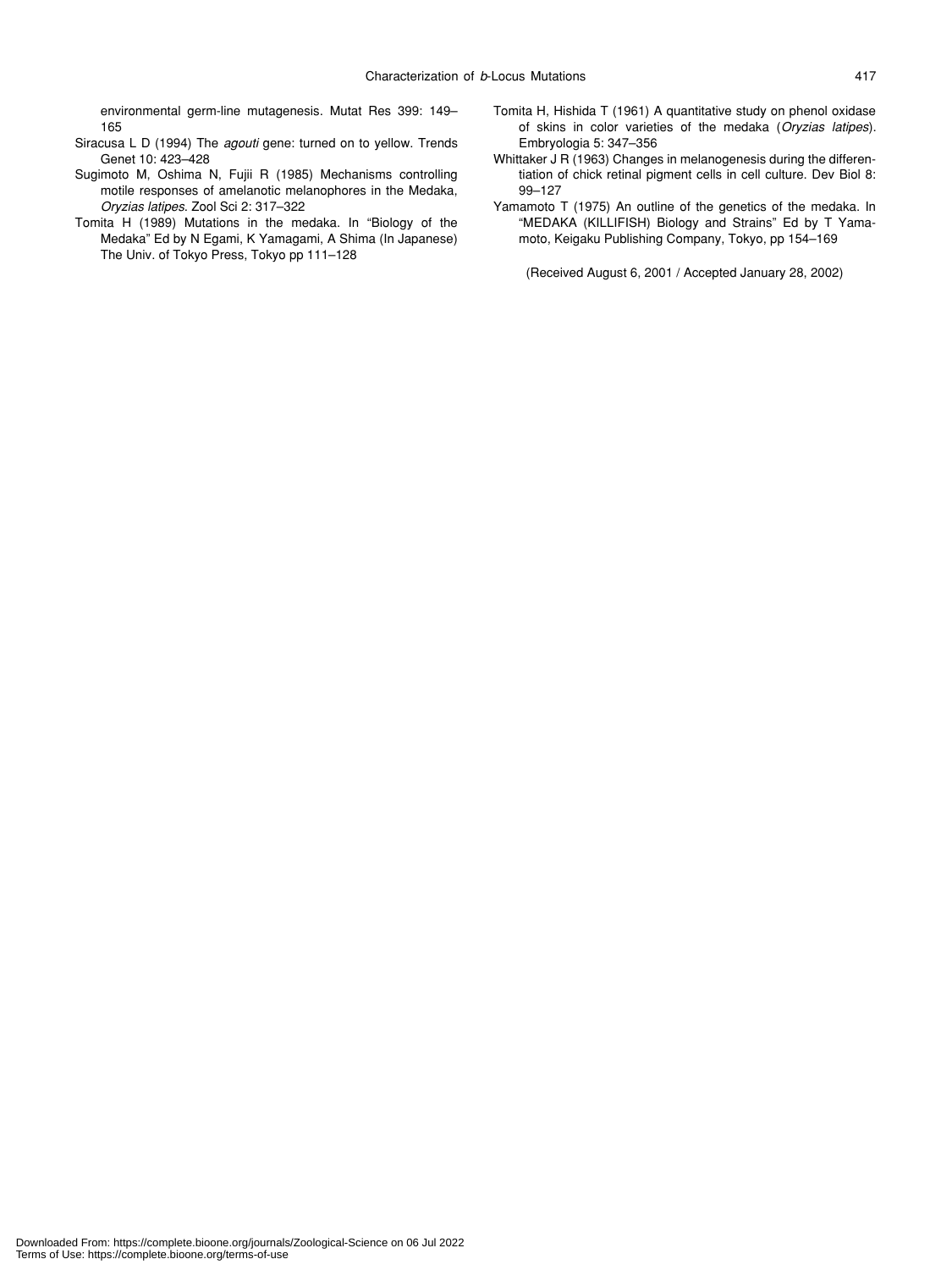environmental germ-line mutagenesis. Mutat Res 399: 149–165

Siracusa L D (1994) The *agouti* gene: turned on to yellow. Trends Genet 10: 423–428

Sugimoto M, Oshima N, Fujii R (1985) Mechanisms controlling motile responses of amelanotic melanophores in the Medaka, *Oryzias latipes*. Zool Sci 2: 317–322

Tomita H (1989) Mutations in the medaka. In “Biology of the Medaka” Ed by N Egami, K Yamagami, A Shima (In Japanese) The Univ. of Tokyo Press, Tokyo pp 111–128

Tomita H, Hishida T (1961) A quantitative study on phenol oxidase of skins in color varieties of the medaka (*Oryzias latipes*). Embryologia 5: 347–356

Whittaker J R (1963) Changes in melanogenesis during the differentiation of chick retinal pigment cells in cell culture. Dev Biol 8: 99–127

Yamamoto T (1975) An outline of the genetics of the medaka. In “MEDAKA (KILLIFISH) Biology and Strains” Ed by T Yamamoto, Keigaku Publishing Company, Tokyo, pp 154–169

(Received August 6, 2001 / Accepted January 28, 2002)